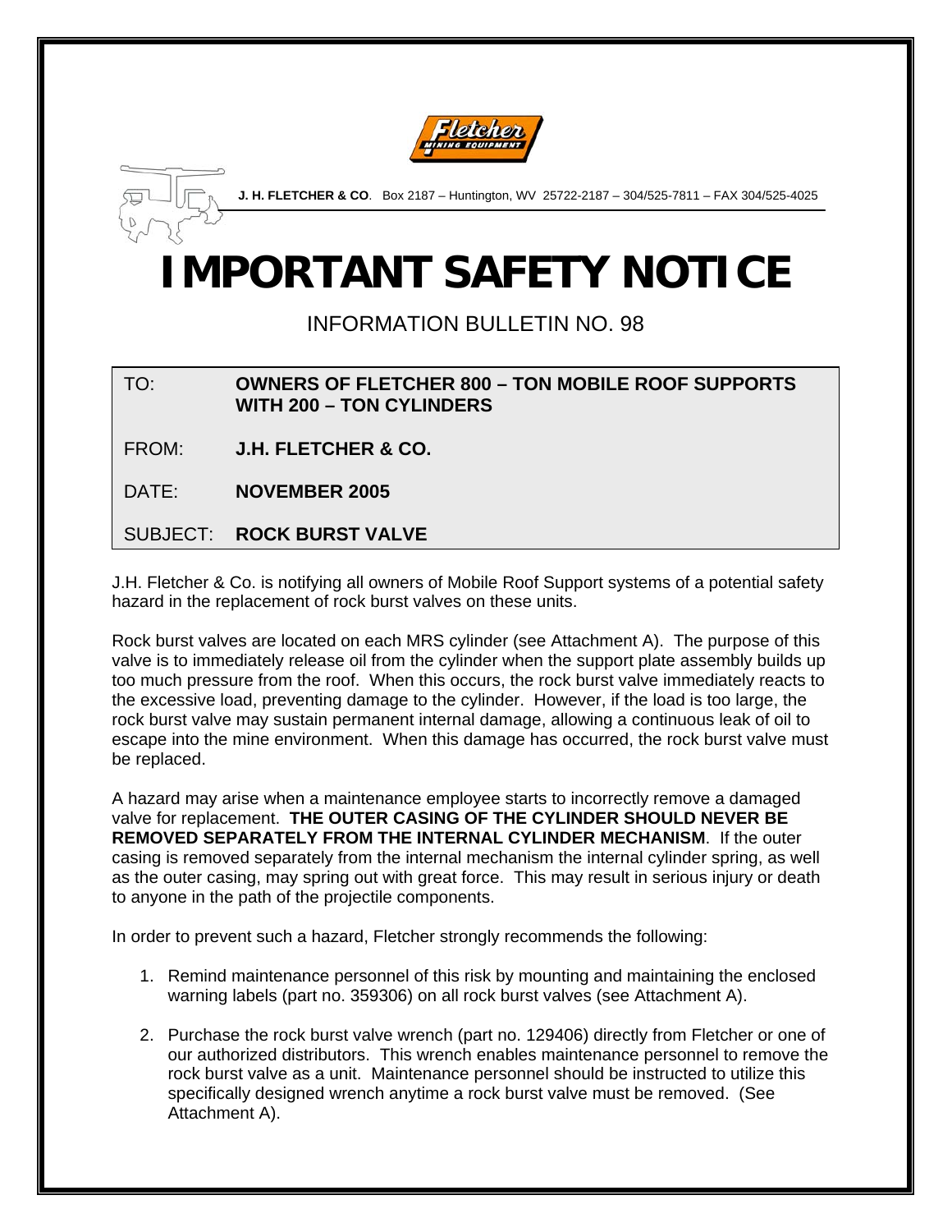**J. H. FLETCHER & CO**. Box 2187 – Huntington, WV 25722-2187 – 304/525-7811 – FAX 304/525-4025

# IMPORTANT SAFETY NOTICE

## INFORMATION BULLETIN NO. 98

| | |
|---|---|
| TO: | **OWNERS OF FLETCHER 800 – TON MOBILE ROOF SUPPORTS WITH 200 – TON CYLINDERS** |
| FROM: | **J.H. FLETCHER & CO.** |
| DATE: | **NOVEMBER 2005** |
| SUBJECT: | **ROCK BURST VALVE** |

J.H. Fletcher & Co. is notifying all owners of Mobile Roof Support systems of a potential safety hazard in the replacement of rock burst valves on these units.

Rock burst valves are located on each MRS cylinder (see Attachment A). The purpose of this valve is to immediately release oil from the cylinder when the support plate assembly builds up too much pressure from the roof. When this occurs, the rock burst valve immediately reacts to the excessive load, preventing damage to the cylinder. However, if the load is too large, the rock burst valve may sustain permanent internal damage, allowing a continuous leak of oil to escape into the mine environment. When this damage has occurred, the rock burst valve must be replaced.

A hazard may arise when a maintenance employee starts to incorrectly remove a damaged valve for replacement. **THE OUTER CASING OF THE CYLINDER SHOULD NEVER BE REMOVED SEPARATELY FROM THE INTERNAL CYLINDER MECHANISM**. If the outer casing is removed separately from the internal mechanism the internal cylinder spring, as well as the outer casing, may spring out with great force. This may result in serious injury or death to anyone in the path of the projectile components.

In order to prevent such a hazard, Fletcher strongly recommends the following:

1. Remind maintenance personnel of this risk by mounting and maintaining the enclosed warning labels (part no. 359306) on all rock burst valves (see Attachment A).
2. Purchase the rock burst valve wrench (part no. 129406) directly from Fletcher or one of our authorized distributors. This wrench enables maintenance personnel to remove the rock burst valve as a unit. Maintenance personnel should be instructed to utilize this specifically designed wrench anytime a rock burst valve must be removed. (See Attachment A).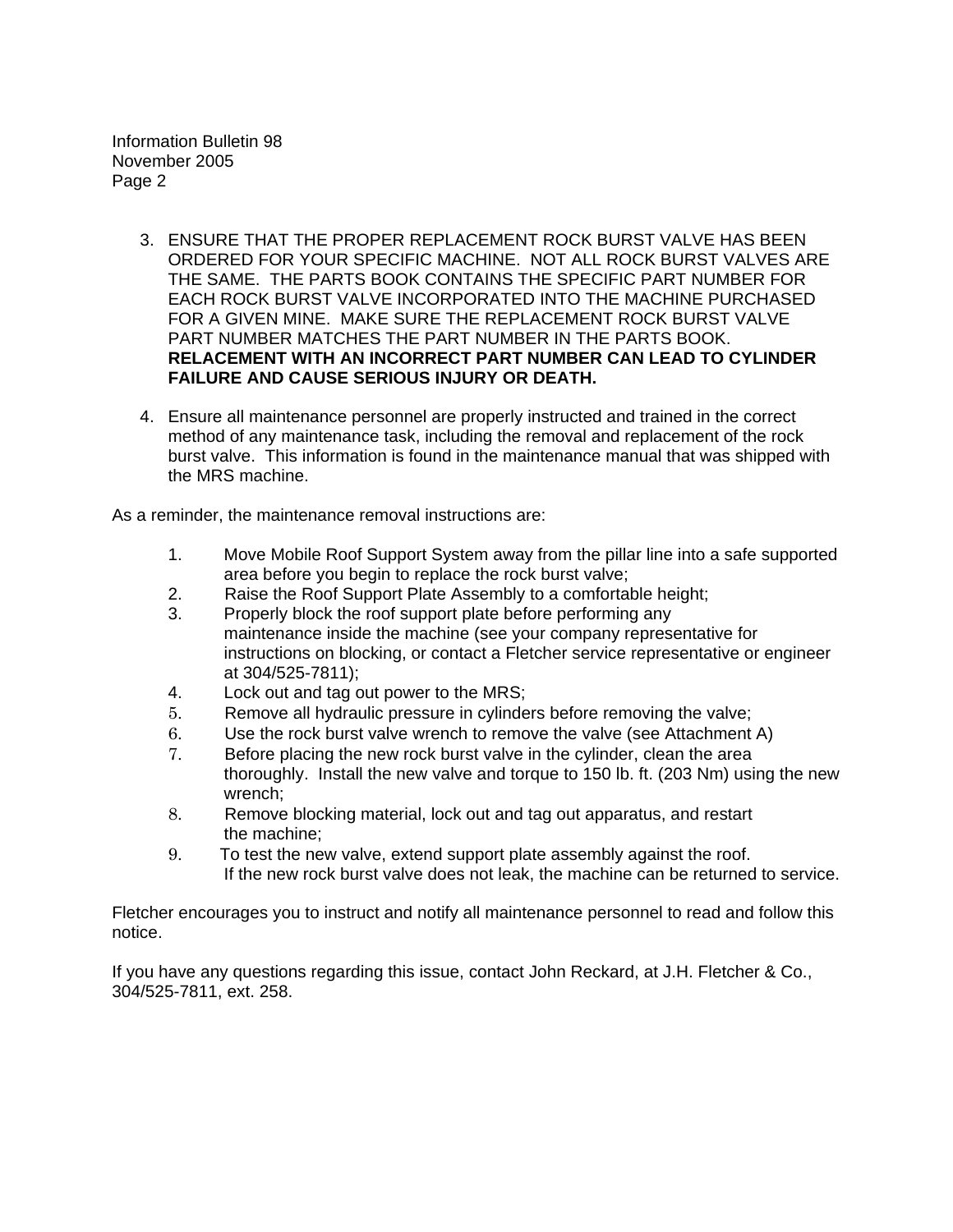3. ENSURE THAT THE PROPER REPLACEMENT ROCK BURST VALVE HAS BEEN ORDERED FOR YOUR SPECIFIC MACHINE. NOT ALL ROCK BURST VALVES ARE THE SAME. THE PARTS BOOK CONTAINS THE SPECIFIC PART NUMBER FOR EACH ROCK BURST VALVE INCORPORATED INTO THE MACHINE PURCHASED FOR A GIVEN MINE. MAKE SURE THE REPLACEMENT ROCK BURST VALVE PART NUMBER MATCHES THE PART NUMBER IN THE PARTS BOOK. **RELACEMENT WITH AN INCORRECT PART NUMBER CAN LEAD TO CYLINDER FAILURE AND CAUSE SERIOUS INJURY OR DEATH.**

4. Ensure all maintenance personnel are properly instructed and trained in the correct method of any maintenance task, including the removal and replacement of the rock burst valve. This information is found in the maintenance manual that was shipped with the MRS machine.

As a reminder, the maintenance removal instructions are:

1. Move Mobile Roof Support System away from the pillar line into a safe supported area before you begin to replace the rock burst valve;
2. Raise the Roof Support Plate Assembly to a comfortable height;
3. Properly block the roof support plate before performing any maintenance inside the machine (see your company representative for instructions on blocking, or contact a Fletcher service representative or engineer at 304/525-7811);
4. Lock out and tag out power to the MRS;
5. Remove all hydraulic pressure in cylinders before removing the valve;
6. Use the rock burst valve wrench to remove the valve (see Attachment A)
7. Before placing the new rock burst valve in the cylinder, clean the area thoroughly. Install the new valve and torque to 150 lb. ft. (203 Nm) using the new wrench;
8. Remove blocking material, lock out and tag out apparatus, and restart the machine;
9. To test the new valve, extend support plate assembly against the roof. If the new rock burst valve does not leak, the machine can be returned to service.

Fletcher encourages you to instruct and notify all maintenance personnel to read and follow this notice.

If you have any questions regarding this issue, contact John Reckard, at J.H. Fletcher & Co., 304/525-7811, ext. 258.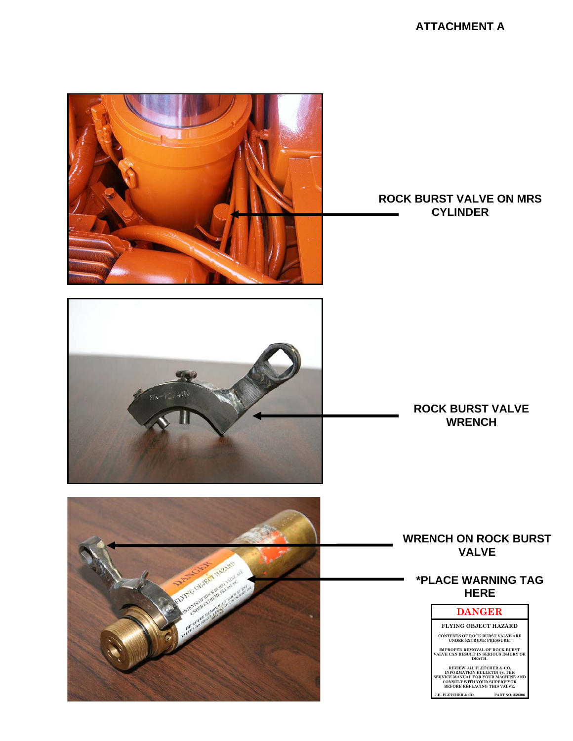# ATTACHMENT A

ROCK BURST VALVE ON MRS CYLINDER

ROCK BURST VALVE WRENCH

WRENCH ON ROCK BURST VALVE

*PLACE WARNING TAG HERE

| DANGER |
| --- |
| FLYING OBJECT HAZARD |
| CONTENTS OF ROCK BURST VALVE ARE UNDER EXTREME PRESSURE. |
| IMPROPER REMOVAL OF ROCK BURST VALVE CAN RESULT IN SERIOUS INJURY OR DEATH. |
| REVIEW J.H. FLETCHER & CO. INFORMATION BULLETIN 98, THE SERVICE MANUAL FOR YOUR MACHINE AND CONSULT WITH YOUR SUPERVISOR BEFORE REPLACING THIS VALVE. |
| J.H. FLETCHER & CO. PART NO. 359306 |